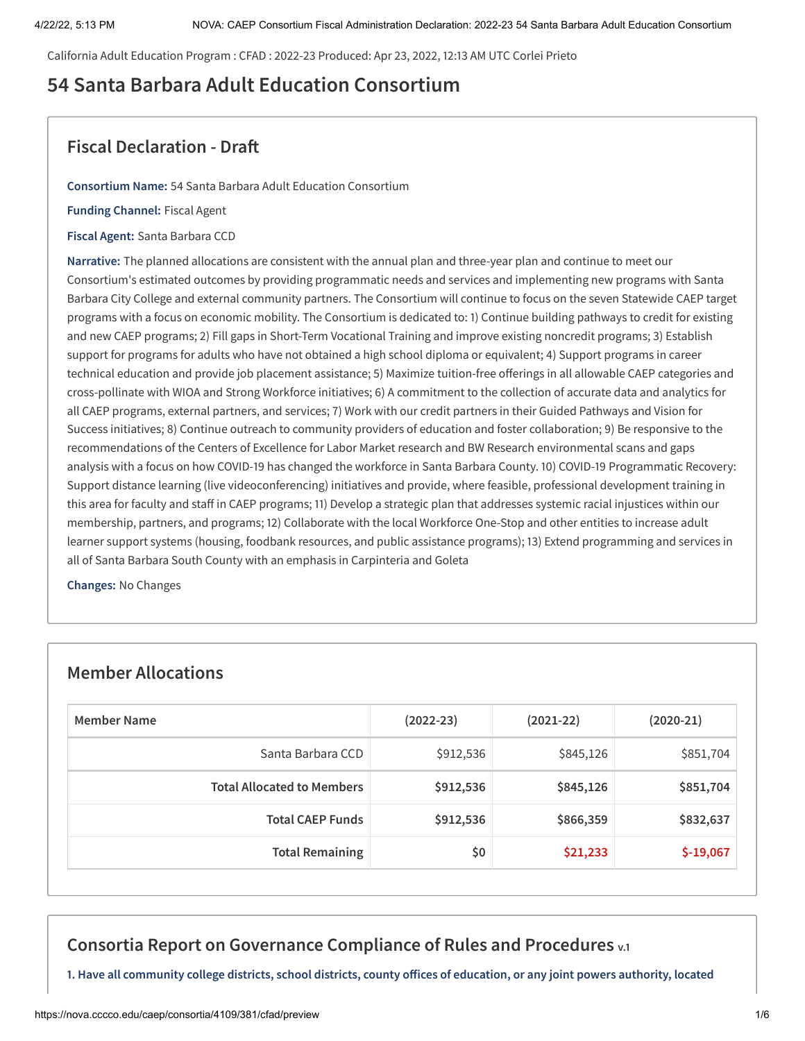California Adult Education Program : CFAD : 2022-23 Produced: Apr 23, 2022, 12:13 AM UTC Corlei Prieto

# 54 Santa Barbara Adult Education Consortium

## Fiscal Declaration - Draft

**Consortium Name:** 54 Santa Barbara Adult Education Consortium

**Funding Channel:** Fiscal Agent

**Fiscal Agent:** Santa Barbara CCD

**Narrative:** The planned allocations are consistent with the annual plan and three-year plan and continue to meet our Consortium's estimated outcomes by providing programmatic needs and services and implementing new programs with Santa Barbara City College and external community partners. The Consortium will continue to focus on the seven Statewide CAEP target programs with a focus on economic mobility. The Consortium is dedicated to: 1) Continue building pathways to credit for existing and new CAEP programs; 2) Fill gaps in Short-Term Vocational Training and improve existing noncredit programs; 3) Establish support for programs for adults who have not obtained a high school diploma or equivalent; 4) Support programs in career technical education and provide job placement assistance; 5) Maximize tuition-free offerings in all allowable CAEP categories and cross-pollinate with WIOA and Strong Workforce initiatives; 6) A commitment to the collection of accurate data and analytics for all CAEP programs, external partners, and services; 7) Work with our credit partners in their Guided Pathways and Vision for Success initiatives; 8) Continue outreach to community providers of education and foster collaboration; 9) Be responsive to the recommendations of the Centers of Excellence for Labor Market research and BW Research environmental scans and gaps analysis with a focus on how COVID-19 has changed the workforce in Santa Barbara County. 10) COVID-19 Programmatic Recovery: Support distance learning (live videoconferencing) initiatives and provide, where feasible, professional development training in this area for faculty and staff in CAEP programs; 11) Develop a strategic plan that addresses systemic racial injustices within our membership, partners, and programs; 12) Collaborate with the local Workforce One-Stop and other entities to increase adult learner support systems (housing, foodbank resources, and public assistance programs); 13) Extend programming and services in all of Santa Barbara South County with an emphasis in Carpinteria and Goleta

**Changes:** No Changes

## Member Allocations

| Member Name | (2022-23) | (2021-22) | (2020-21) |
|---|---|---|---|
| Santa Barbara CCD | $912,536 | $845,126 | $851,704 |
| **Total Allocated to Members** | **$912,536** | **$845,126** | **$851,704** |
| **Total CAEP Funds** | **$912,536** | **$866,359** | **$832,637** |
| **Total Remaining** | **$0** | **$21,233** | **$-19,067** |

## Consortia Report on Governance Compliance of Rules and Procedures v.1

**1. Have all community college districts, school districts, county offices of education, or any joint powers authority, located**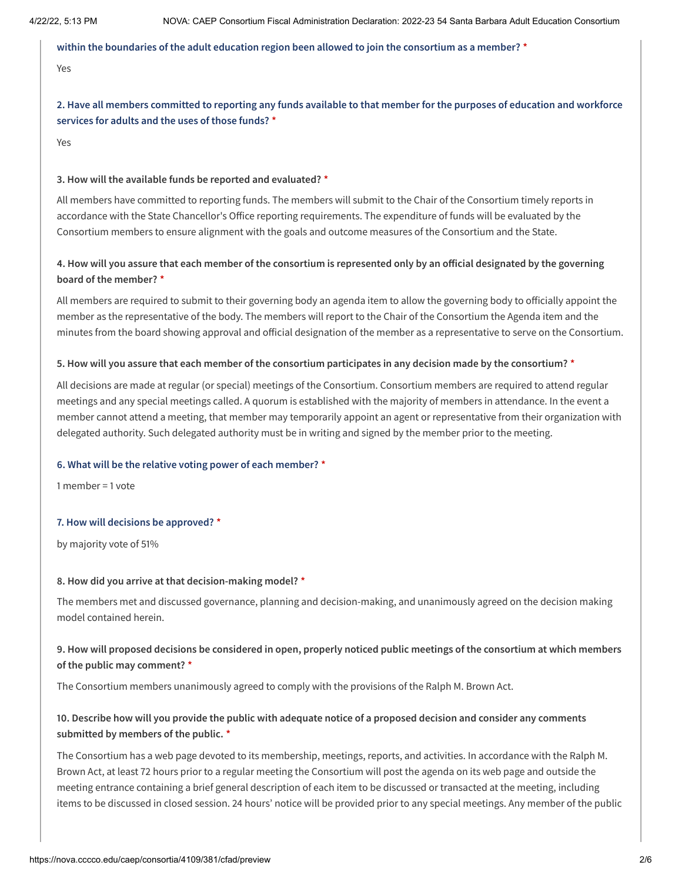**within the boundaries of the adult education region been allowed to join the consortium as a member? ***

Yes

**2. Have all members committed to reporting any funds available to that member for the purposes of education and workforce services for adults and the uses of those funds? ***

Yes

**3. How will the available funds be reported and evaluated? ***

All members have committed to reporting funds. The members will submit to the Chair of the Consortium timely reports in accordance with the State Chancellor's Office reporting requirements. The expenditure of funds will be evaluated by the Consortium members to ensure alignment with the goals and outcome measures of the Consortium and the State.

**4. How will you assure that each member of the consortium is represented only by an official designated by the governing board of the member? ***

All members are required to submit to their governing body an agenda item to allow the governing body to officially appoint the member as the representative of the body. The members will report to the Chair of the Consortium the Agenda item and the minutes from the board showing approval and official designation of the member as a representative to serve on the Consortium.

**5. How will you assure that each member of the consortium participates in any decision made by the consortium? ***

All decisions are made at regular (or special) meetings of the Consortium. Consortium members are required to attend regular meetings and any special meetings called. A quorum is established with the majority of members in attendance. In the event a member cannot attend a meeting, that member may temporarily appoint an agent or representative from their organization with delegated authority. Such delegated authority must be in writing and signed by the member prior to the meeting.

**6. What will be the relative voting power of each member? ***

1 member = 1 vote

**7. How will decisions be approved? ***

by majority vote of 51%

**8. How did you arrive at that decision-making model? ***

The members met and discussed governance, planning and decision-making, and unanimously agreed on the decision making model contained herein.

**9. How will proposed decisions be considered in open, properly noticed public meetings of the consortium at which members of the public may comment? ***

The Consortium members unanimously agreed to comply with the provisions of the Ralph M. Brown Act.

**10. Describe how will you provide the public with adequate notice of a proposed decision and consider any comments submitted by members of the public. ***

The Consortium has a web page devoted to its membership, meetings, reports, and activities. In accordance with the Ralph M. Brown Act, at least 72 hours prior to a regular meeting the Consortium will post the agenda on its web page and outside the meeting entrance containing a brief general description of each item to be discussed or transacted at the meeting, including items to be discussed in closed session. 24 hours' notice will be provided prior to any special meetings. Any member of the public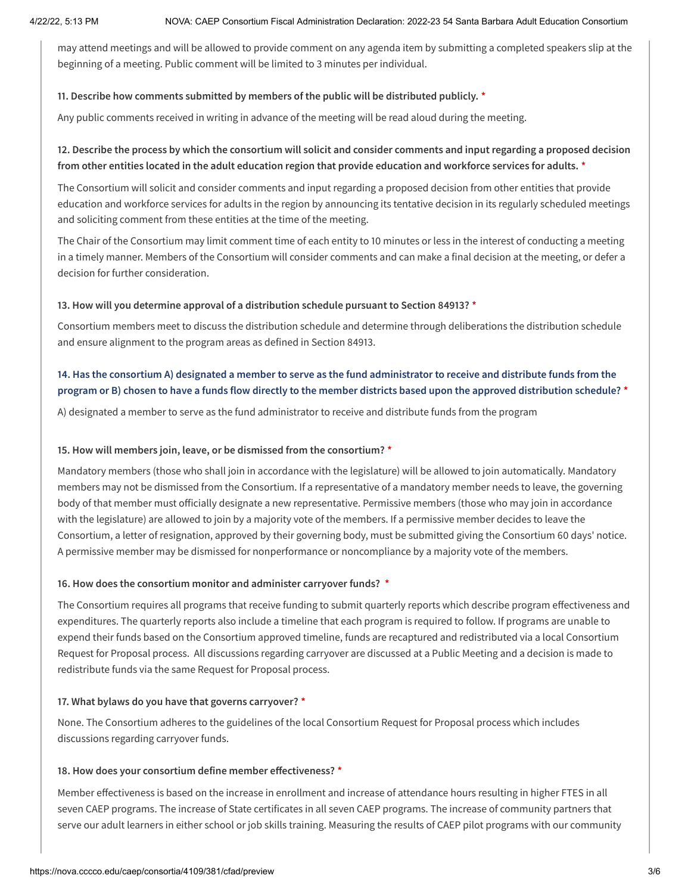may attend meetings and will be allowed to provide comment on any agenda item by submitting a completed speakers slip at the beginning of a meeting. Public comment will be limited to 3 minutes per individual.

**11. Describe how comments submitted by members of the public will be distributed publicly. ***

Any public comments received in writing in advance of the meeting will be read aloud during the meeting.

**12. Describe the process by which the consortium will solicit and consider comments and input regarding a proposed decision from other entities located in the adult education region that provide education and workforce services for adults. ***

The Consortium will solicit and consider comments and input regarding a proposed decision from other entities that provide education and workforce services for adults in the region by announcing its tentative decision in its regularly scheduled meetings and soliciting comment from these entities at the time of the meeting.

The Chair of the Consortium may limit comment time of each entity to 10 minutes or less in the interest of conducting a meeting in a timely manner. Members of the Consortium will consider comments and can make a final decision at the meeting, or defer a decision for further consideration.

**13. How will you determine approval of a distribution schedule pursuant to Section 84913? ***

Consortium members meet to discuss the distribution schedule and determine through deliberations the distribution schedule and ensure alignment to the program areas as defined in Section 84913.

**14. Has the consortium A) designated a member to serve as the fund administrator to receive and distribute funds from the program or B) chosen to have a funds flow directly to the member districts based upon the approved distribution schedule? ***

A) designated a member to serve as the fund administrator to receive and distribute funds from the program

**15. How will members join, leave, or be dismissed from the consortium? ***

Mandatory members (those who shall join in accordance with the legislature) will be allowed to join automatically. Mandatory members may not be dismissed from the Consortium. If a representative of a mandatory member needs to leave, the governing body of that member must officially designate a new representative. Permissive members (those who may join in accordance with the legislature) are allowed to join by a majority vote of the members. If a permissive member decides to leave the Consortium, a letter of resignation, approved by their governing body, must be submitted giving the Consortium 60 days' notice. A permissive member may be dismissed for nonperformance or noncompliance by a majority vote of the members.

**16. How does the consortium monitor and administer carryover funds? ***

The Consortium requires all programs that receive funding to submit quarterly reports which describe program effectiveness and expenditures. The quarterly reports also include a timeline that each program is required to follow. If programs are unable to expend their funds based on the Consortium approved timeline, funds are recaptured and redistributed via a local Consortium Request for Proposal process. All discussions regarding carryover are discussed at a Public Meeting and a decision is made to redistribute funds via the same Request for Proposal process.

**17. What bylaws do you have that governs carryover? ***

None. The Consortium adheres to the guidelines of the local Consortium Request for Proposal process which includes discussions regarding carryover funds.

**18. How does your consortium define member effectiveness? ***

Member effectiveness is based on the increase in enrollment and increase of attendance hours resulting in higher FTES in all seven CAEP programs. The increase of State certificates in all seven CAEP programs. The increase of community partners that serve our adult learners in either school or job skills training. Measuring the results of CAEP pilot programs with our community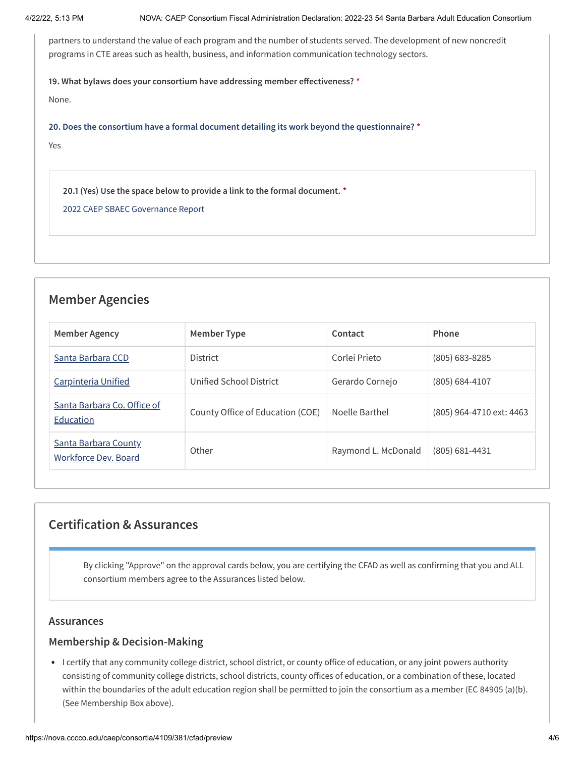partners to understand the value of each program and the number of students served. The development of new noncredit programs in CTE areas such as health, business, and information communication technology sectors.

**19. What bylaws does your consortium have addressing member effectiveness?** *

None.

**20. Does the consortium have a formal document detailing its work beyond the questionnaire?** *

Yes

**20.1 (Yes) Use the space below to provide a link to the formal document.** *

2022 CAEP SBAEC Governance Report

## Member Agencies

| Member Agency | Member Type | Contact | Phone |
| --- | --- | --- | --- |
| Santa Barbara CCD | District | Corlei Prieto | (805) 683-8285 |
| Carpinteria Unified | Unified School District | Gerardo Cornejo | (805) 684-4107 |
| Santa Barbara Co. Office of Education | County Office of Education (COE) | Noelle Barthel | (805) 964-4710 ext: 4463 |
| Santa Barbara County Workforce Dev. Board | Other | Raymond L. McDonald | (805) 681-4431 |

## Certification & Assurances

By clicking "Approve" on the approval cards below, you are certifying the CFAD as well as confirming that you and ALL consortium members agree to the Assurances listed below.

### Assurances

### Membership & Decision-Making

- I certify that any community college district, school district, or county office of education, or any joint powers authority consisting of community college districts, school districts, county offices of education, or a combination of these, located within the boundaries of the adult education region shall be permitted to join the consortium as a member (EC 84905 (a)(b). (See Membership Box above).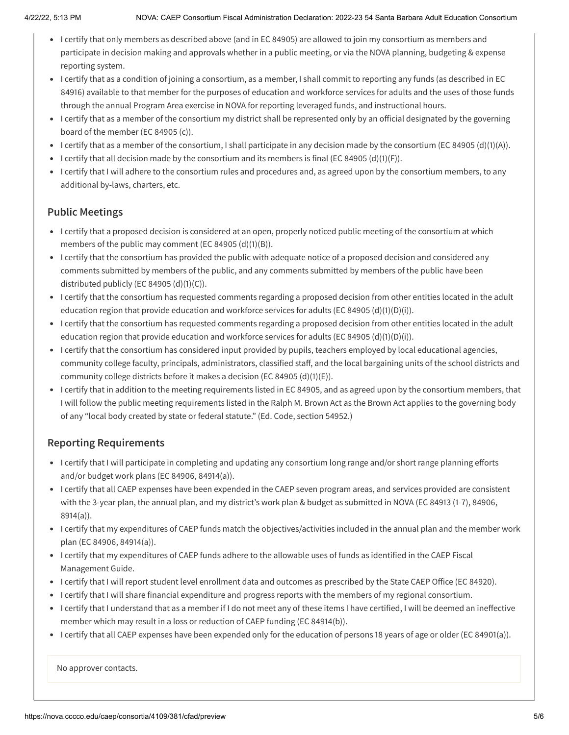- I certify that only members as described above (and in EC 84905) are allowed to join my consortium as members and participate in decision making and approvals whether in a public meeting, or via the NOVA planning, budgeting & expense reporting system.
- I certify that as a condition of joining a consortium, as a member, I shall commit to reporting any funds (as described in EC 84916) available to that member for the purposes of education and workforce services for adults and the uses of those funds through the annual Program Area exercise in NOVA for reporting leveraged funds, and instructional hours.
- I certify that as a member of the consortium my district shall be represented only by an official designated by the governing board of the member (EC 84905 (c)).
- I certify that as a member of the consortium, I shall participate in any decision made by the consortium (EC 84905 (d)(1)(A)).
- I certify that all decision made by the consortium and its members is final (EC 84905 (d)(1)(F)).
- I certify that I will adhere to the consortium rules and procedures and, as agreed upon by the consortium members, to any additional by-laws, charters, etc.

## Public Meetings

- I certify that a proposed decision is considered at an open, properly noticed public meeting of the consortium at which members of the public may comment (EC 84905 (d)(1)(B)).
- I certify that the consortium has provided the public with adequate notice of a proposed decision and considered any comments submitted by members of the public, and any comments submitted by members of the public have been distributed publicly (EC 84905 (d)(1)(C)).
- I certify that the consortium has requested comments regarding a proposed decision from other entities located in the adult education region that provide education and workforce services for adults (EC 84905 (d)(1)(D)(i)).
- I certify that the consortium has requested comments regarding a proposed decision from other entities located in the adult education region that provide education and workforce services for adults (EC 84905 (d)(1)(D)(i)).
- I certify that the consortium has considered input provided by pupils, teachers employed by local educational agencies, community college faculty, principals, administrators, classified staff, and the local bargaining units of the school districts and community college districts before it makes a decision (EC 84905 (d)(1)(E)).
- I certify that in addition to the meeting requirements listed in EC 84905, and as agreed upon by the consortium members, that I will follow the public meeting requirements listed in the Ralph M. Brown Act as the Brown Act applies to the governing body of any "local body created by state or federal statute." (Ed. Code, section 54952.)

## Reporting Requirements

- I certify that I will participate in completing and updating any consortium long range and/or short range planning efforts and/or budget work plans (EC 84906, 84914(a)).
- I certify that all CAEP expenses have been expended in the CAEP seven program areas, and services provided are consistent with the 3-year plan, the annual plan, and my district's work plan & budget as submitted in NOVA (EC 84913 (1-7), 84906, 8914(a)).
- I certify that my expenditures of CAEP funds match the objectives/activities included in the annual plan and the member work plan (EC 84906, 84914(a)).
- I certify that my expenditures of CAEP funds adhere to the allowable uses of funds as identified in the CAEP Fiscal Management Guide.
- I certify that I will report student level enrollment data and outcomes as prescribed by the State CAEP Office (EC 84920).
- I certify that I will share financial expenditure and progress reports with the members of my regional consortium.
- I certify that I understand that as a member if I do not meet any of these items I have certified, I will be deemed an ineffective member which may result in a loss or reduction of CAEP funding (EC 84914(b)).
- I certify that all CAEP expenses have been expended only for the education of persons 18 years of age or older (EC 84901(a)).

No approver contacts.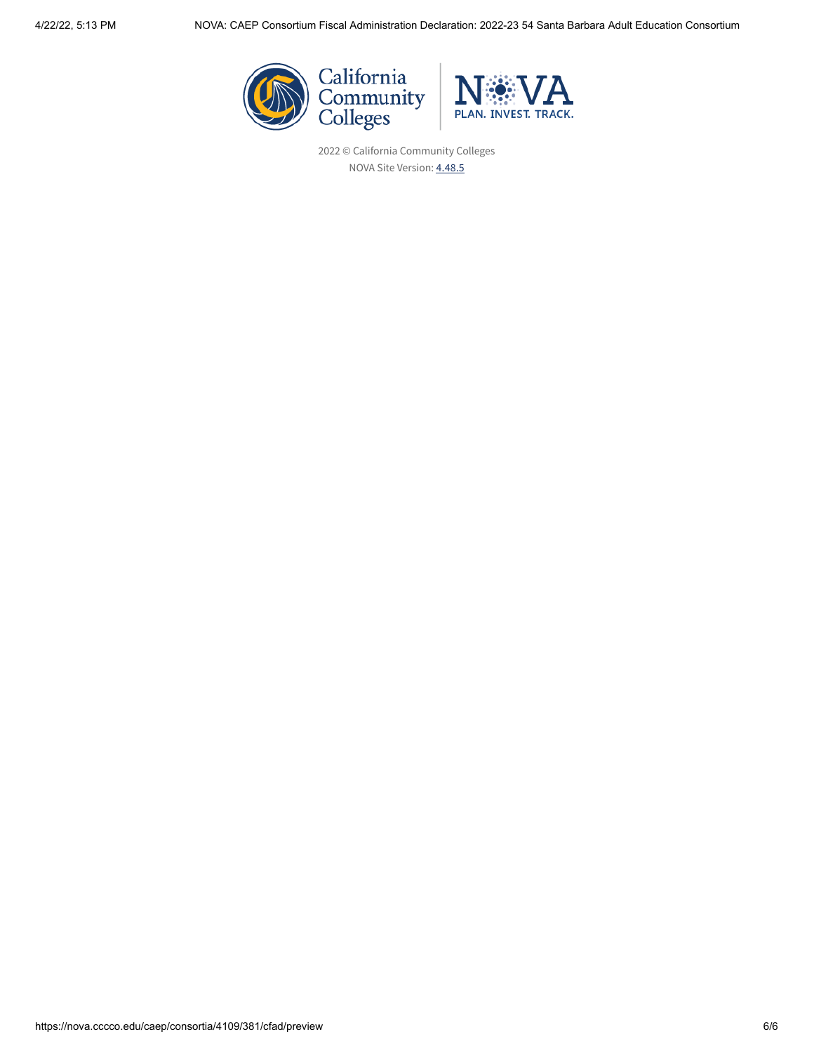2022 © California Community Colleges

NOVA Site Version: 4.48.5